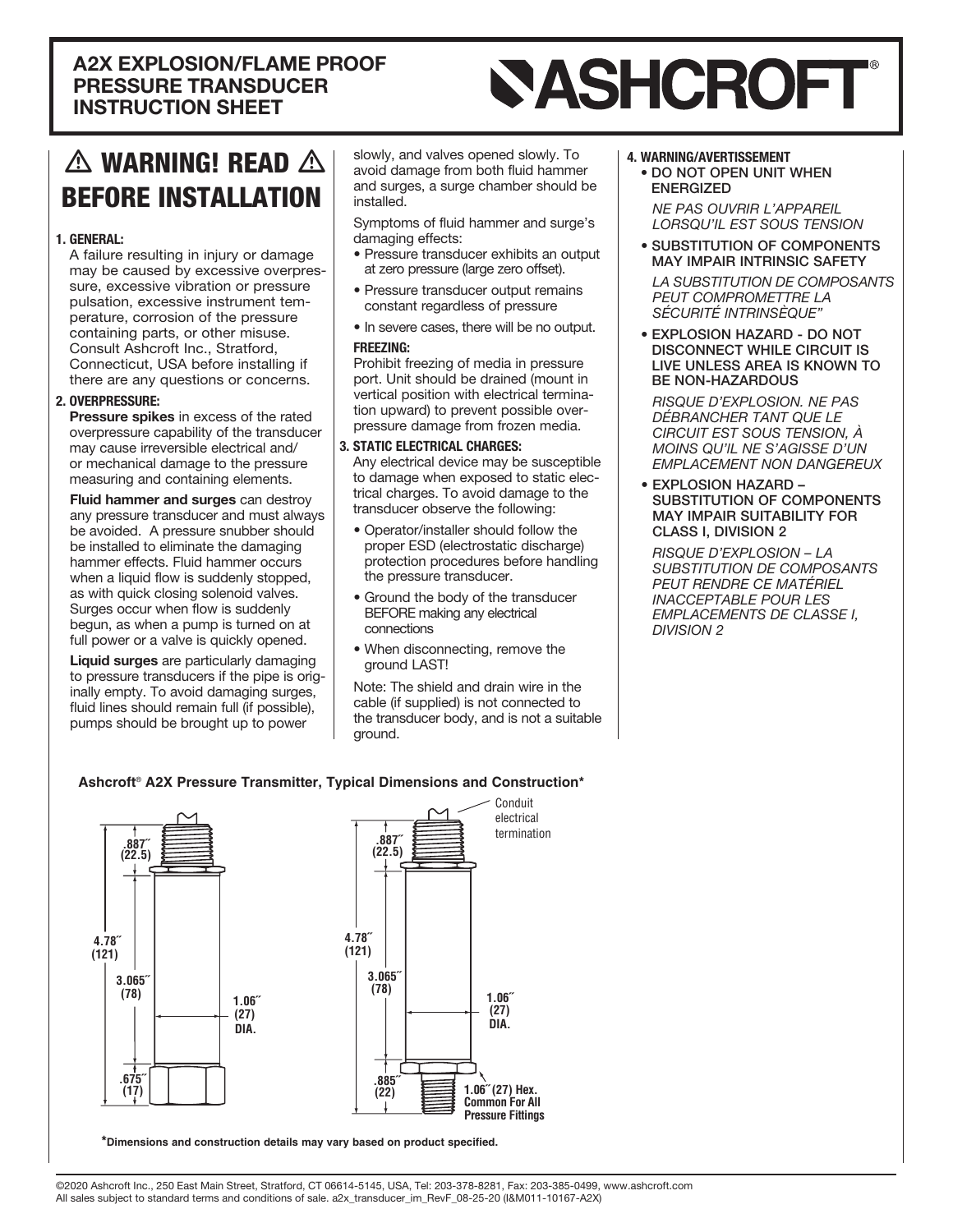# A2X EXPLOSION/FLAME PROOF PRESSURE TRANSDUCER INSTRUCTION SHEET

ASHCROFT®

## ⚠ WARNING! READ ⚠ BEFORE INSTALLATION

### 1. GENERAL:

A failure resulting in injury or damage may be caused by excessive overpressure, excessive vibration or pressure pulsation, excessive instrument temperature, corrosion of the pressure containing parts, or other misuse. Consult Ashcroft Inc., Stratford, Connecticut, USA before installing if there are any questions or concerns.

### 2. OVERPRESSURE:

**Pressure spikes** in excess of the rated overpressure capability of the transducer may cause irreversible electrical and/ or mechanical damage to the pressure measuring and containing elements.

**Fluid hammer and surges** can destroy any pressure transducer and must always be avoided. A pressure snubber should be installed to eliminate the damaging hammer effects. Fluid hammer occurs when a liquid flow is suddenly stopped, as with quick closing solenoid valves. Surges occur when flow is suddenly begun, as when a pump is turned on at full power or a valve is quickly opened.

**Liquid surges** are particularly damaging to pressure transducers if the pipe is originally empty. To avoid damaging surges, fluid lines should remain full (if possible), pumps should be brought up to power slowly, and valves opened slowly. To avoid damage from both fluid hammer and surges, a surge chamber should be installed.

Symptoms of fluid hammer and surge's damaging effects:

- Pressure transducer exhibits an output at zero pressure (large zero offset).
- Pressure transducer output remains constant regardless of pressure
- In severe cases, there will be no output.

**FREEZING:**

Prohibit freezing of media in pressure port. Unit should be drained (mount in vertical position with electrical termination upward) to prevent possible overpressure damage from frozen media.

### 3. STATIC ELECTRICAL CHARGES:

Any electrical device may be susceptible to damage when exposed to static electrical charges. To avoid damage to the transducer observe the following:

- Operator/installer should follow the proper ESD (electrostatic discharge) protection procedures before handling the pressure transducer.
- Ground the body of the transducer BEFORE making any electrical connections
- When disconnecting, remove the ground LAST!

Note: The shield and drain wire in the cable (if supplied) is not connected to the transducer body, and is not a suitable ground.

### 4. WARNING/AVERTISSEMENT

- DO NOT OPEN UNIT WHEN ENERGIZED

  *NE PAS OUVRIR L'APPAREIL LORSQU'IL EST SOUS TENSION*

- SUBSTITUTION OF COMPONENTS MAY IMPAIR INTRINSIC SAFETY

  *LA SUBSTITUTION DE COMPOSANTS PEUT COMPROMETTRE LA SÉCURITÉ INTRINSÈQUE"*

- EXPLOSION HAZARD - DO NOT DISCONNECT WHILE CIRCUIT IS LIVE UNLESS AREA IS KNOWN TO BE NON-HAZARDOUS

  *RISQUE D'EXPLOSION. NE PAS DÉBRANCHER TANT QUE LE CIRCUIT EST SOUS TENSION, À MOINS QU'IL NE S'AGISSE D'UN EMPLACEMENT NON DANGEREUX*

- EXPLOSION HAZARD – SUBSTITUTION OF COMPONENTS MAY IMPAIR SUITABILITY FOR CLASS I, DIVISION 2

  *RISQUE D'EXPLOSION – LA SUBSTITUTION DE COMPOSANTS PEUT RENDRE CE MATÉRIEL INACCEPTABLE POUR LES EMPLACEMENTS DE CLASSE I, DIVISION 2*

**Ashcroft® A2X Pressure Transmitter, Typical Dimensions and Construction\***

Conduit electrical termination

.887˝ (22.5)

4.78˝ (121)

3.065˝ (78)

1.06˝ (27) DIA.

.675˝ (17)

.885˝ (22)

1.06˝ (27) Hex. Common For All Pressure Fittings

**\*Dimensions and construction details may vary based on product specified.**

©2020 Ashcroft Inc., 250 East Main Street, Stratford, CT 06614-5145, USA, Tel: 203-378-8281, Fax: 203-385-0499, www.ashcroft.com
All sales subject to standard terms and conditions of sale. a2x_transducer_im_RevF_08-25-20 (I&M011-10167-A2X)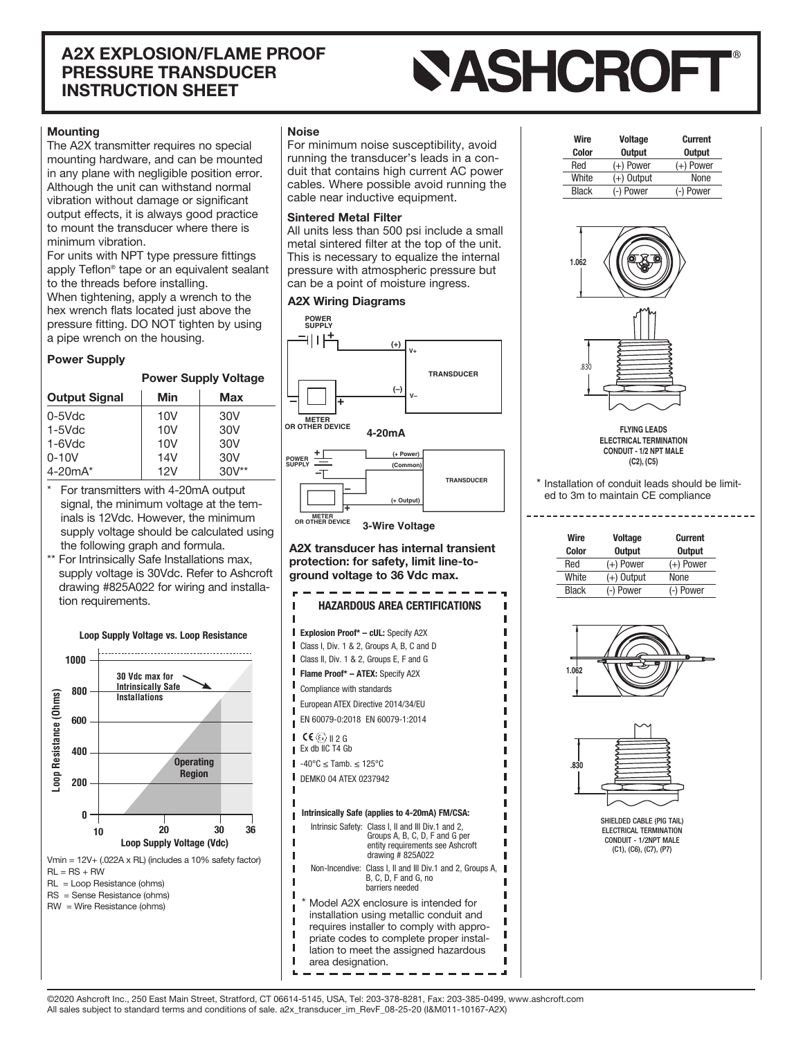# A2X EXPLOSION/FLAME PROOF PRESSURE TRANSDUCER INSTRUCTION SHEET

ASHCROFT®

### Mounting

The A2X transmitter requires no special mounting hardware, and can be mounted in any plane with negligible position error. Although the unit can withstand normal vibration without damage or significant output effects, it is always good practice to mount the transducer where there is minimum vibration.

For units with NPT type pressure fittings apply Teflon® tape or an equivalent sealant to the threads before installing.

When tightening, apply a wrench to the hex wrench flats located just above the pressure fitting. DO NOT tighten by using a pipe wrench on the housing.

### Power Supply

| | Power Supply Voltage | |
|---|---|---|
| **Output Signal** | **Min** | **Max** |
| 0-5Vdc | 10V | 30V |
| 1-5Vdc | 10V | 30V |
| 1-6Vdc | 10V | 30V |
| 0-10V | 14V | 30V |
| 4-20mA* | 12V | 30V** |

\* For transmitters with 4-20mA output signal, the minimum voltage at the teminals is 12Vdc. However, the minimum supply voltage should be calculated using the following graph and formula.

\** For Intrinsically Safe Installations max, supply voltage is 30Vdc. Refer to Ashcroft drawing #825A022 for wiring and installation requirements.

Loop Supply Voltage vs. Loop Resistance

1000
800
600
400
200
0
Loop Resistance (Ohms)
10
20
30
36
Loop Supply Voltage (Vdc)
30 Vdc max for Intrinsically Safe Installations
Operating Region

Vmin = 12V+ (.022A x RL) (includes a 10% safety factor)
RL = RS + RW
RL = Loop Resistance (ohms)
RS = Sense Resistance (ohms)
RW = Wire Resistance (ohms)

### Noise

For minimum noise susceptibility, avoid running the transducer's leads in a conduit that contains high current AC power cables. Where possible avoid running the cable near inductive equipment.

### Sintered Metal Filter

All units less than 500 psi include a small metal sintered filter at the top of the unit. This is necessary to equalize the internal pressure with atmospheric pressure but can be a point of moisture ingress.

### A2X Wiring Diagrams

POWER SUPPLY
(+)
V+
TRANSDUCER
(–)
V–
METER OR OTHER DEVICE
4-20mA

POWER SUPPLY
(+ Power)
(Common)
TRANSDUCER
(+ Output)
METER OR OTHER DEVICE
3-Wire Voltage

**A2X transducer has internal transient protection: for safety, limit line-to-ground voltage to 36 Vdc max.**

### HAZARDOUS AREA CERTIFICATIONS

**Explosion Proof\* – cUL:** Specify A2X
Class I, Div. 1 & 2, Groups A, B, C and D
Class II, Div. 1 & 2, Groups E, F and G

**Flame Proof\* – ATEX:** Specify A2X
Compliance with standards
European ATEX Directive 2014/34/EU
EN 60079-0:2018 EN 60079-1:2014
CE Ex II 2 G
Ex db IIC T4 Gb
-40°C ≤ Tamb. ≤ 125°C
DEMKO 04 ATEX 0237942

**Intrinsically Safe (applies to 4-20mA) FM/CSA:**

Intrinsic Safety: Class I, II and III Div.1 and 2, Groups A, B, C, D, F and G per entity requirements see Ashcroft drawing # 825A022

Non-Incendive: Class I, II and III Div.1 and 2, Groups A, B, C, D, F and G, no barriers needed

\* Model A2X enclosure is intended for installation using metallic conduit and requires installer to comply with appropriate codes to complete proper installation to meet the assigned hazardous area designation.

| Wire Color | Voltage Output | Current Output |
|---|---|---|
| Red | (+) Power | (+) Power |
| White | (+) Output | None |
| Black | (-) Power | (-) Power |

1.062
.830

FLYING LEADS ELECTRICAL TERMINATION CONDUIT - 1/2 NPT MALE (C2), (C5)

\* Installation of conduit leads should be limited to 3m to maintain CE compliance

| Wire Color | Voltage Output | Current Output |
|---|---|---|
| Red | (+) Power | (+) Power |
| White | (+) Output | None |
| Black | (-) Power | (-) Power |

1.062
.830

SHIELDED CABLE (PIG TAIL) ELECTRICAL TERMINATION CONDUIT - 1/2NPT MALE (C1), (C6), (C7), (P7)

©2020 Ashcroft Inc., 250 East Main Street, Stratford, CT 06614-5145, USA, Tel: 203-378-8281, Fax: 203-385-0499, www.ashcroft.com
All sales subject to standard terms and conditions of sale. a2x_transducer_im_RevF_08-25-20 (I&M011-10167-A2X)